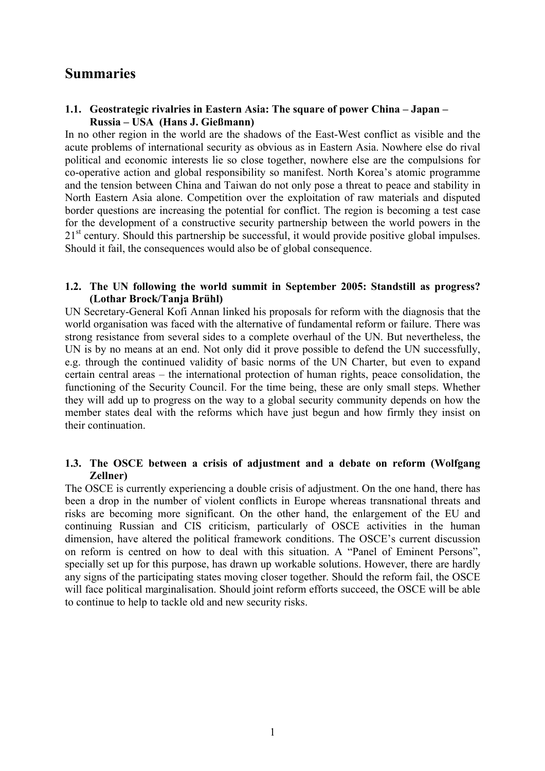# Summaries

### 1.1. Geostrategic rivalries in Eastern Asia: The square of power China – Japan – Russia – USA (Hans J. Gießmann)

In no other region in the world are the shadows of the East-West conflict as visible and the acute problems of international security as obvious as in Eastern Asia. Nowhere else do rival political and economic interests lie so close together, nowhere else are the compulsions for co-operative action and global responsibility so manifest. North Korea's atomic programme and the tension between China and Taiwan do not only pose a threat to peace and stability in North Eastern Asia alone. Competition over the exploitation of raw materials and disputed border questions are increasing the potential for conflict. The region is becoming a test case for the development of a constructive security partnership between the world powers in the 21st century. Should this partnership be successful, it would provide positive global impulses. Should it fail, the consequences would also be of global consequence.

### 1.2. The UN following the world summit in September 2005: Standstill as progress? (Lothar Brock/Tanja Brühl)

UN Secretary-General Kofi Annan linked his proposals for reform with the diagnosis that the world organisation was faced with the alternative of fundamental reform or failure. There was strong resistance from several sides to a complete overhaul of the UN. But nevertheless, the UN is by no means at an end. Not only did it prove possible to defend the UN successfully, e.g. through the continued validity of basic norms of the UN Charter, but even to expand certain central areas – the international protection of human rights, peace consolidation, the functioning of the Security Council. For the time being, these are only small steps. Whether they will add up to progress on the way to a global security community depends on how the member states deal with the reforms which have just begun and how firmly they insist on their continuation.

### 1.3. The OSCE between a crisis of adjustment and a debate on reform (Wolfgang Zellner)

The OSCE is currently experiencing a double crisis of adjustment. On the one hand, there has been a drop in the number of violent conflicts in Europe whereas transnational threats and risks are becoming more significant. On the other hand, the enlargement of the EU and continuing Russian and CIS criticism, particularly of OSCE activities in the human dimension, have altered the political framework conditions. The OSCE's current discussion on reform is centred on how to deal with this situation. A "Panel of Eminent Persons", specially set up for this purpose, has drawn up workable solutions. However, there are hardly any signs of the participating states moving closer together. Should the reform fail, the OSCE will face political marginalisation. Should joint reform efforts succeed, the OSCE will be able to continue to help to tackle old and new security risks.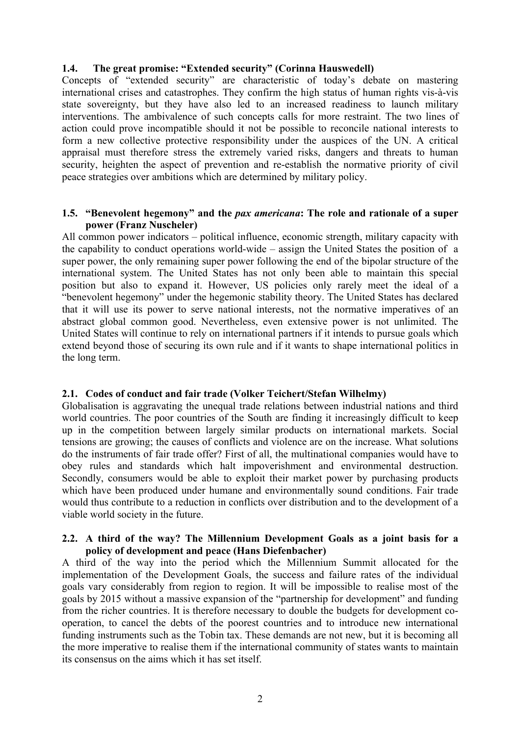### 1.4. The great promise: “Extended security” (Corinna Hauswedell)

Concepts of “extended security” are characteristic of today’s debate on mastering international crises and catastrophes. They confirm the high status of human rights vis-à-vis state sovereignty, but they have also led to an increased readiness to launch military interventions. The ambivalence of such concepts calls for more restraint. The two lines of action could prove incompatible should it not be possible to reconcile national interests to form a new collective protective responsibility under the auspices of the UN. A critical appraisal must therefore stress the extremely varied risks, dangers and threats to human security, heighten the aspect of prevention and re-establish the normative priority of civil peace strategies over ambitions which are determined by military policy.

### 1.5. “Benevolent hegemony” and the *pax americana*: The role and rationale of a super power (Franz Nuscheler)

All common power indicators – political influence, economic strength, military capacity with the capability to conduct operations world-wide – assign the United States the position of a super power, the only remaining super power following the end of the bipolar structure of the international system. The United States has not only been able to maintain this special position but also to expand it. However, US policies only rarely meet the ideal of a “benevolent hegemony” under the hegemonic stability theory. The United States has declared that it will use its power to serve national interests, not the normative imperatives of an abstract global common good. Nevertheless, even extensive power is not unlimited. The United States will continue to rely on international partners if it intends to pursue goals which extend beyond those of securing its own rule and if it wants to shape international politics in the long term.

### 2.1. Codes of conduct and fair trade (Volker Teichert/Stefan Wilhelmy)

Globalisation is aggravating the unequal trade relations between industrial nations and third world countries. The poor countries of the South are finding it increasingly difficult to keep up in the competition between largely similar products on international markets. Social tensions are growing; the causes of conflicts and violence are on the increase. What solutions do the instruments of fair trade offer? First of all, the multinational companies would have to obey rules and standards which halt impoverishment and environmental destruction. Secondly, consumers would be able to exploit their market power by purchasing products which have been produced under humane and environmentally sound conditions. Fair trade would thus contribute to a reduction in conflicts over distribution and to the development of a viable world society in the future.

### 2.2. A third of the way? The Millennium Development Goals as a joint basis for a policy of development and peace (Hans Diefenbacher)

A third of the way into the period which the Millennium Summit allocated for the implementation of the Development Goals, the success and failure rates of the individual goals vary considerably from region to region. It will be impossible to realise most of the goals by 2015 without a massive expansion of the “partnership for development” and funding from the richer countries. It is therefore necessary to double the budgets for development co-operation, to cancel the debts of the poorest countries and to introduce new international funding instruments such as the Tobin tax. These demands are not new, but it is becoming all the more imperative to realise them if the international community of states wants to maintain its consensus on the aims which it has set itself.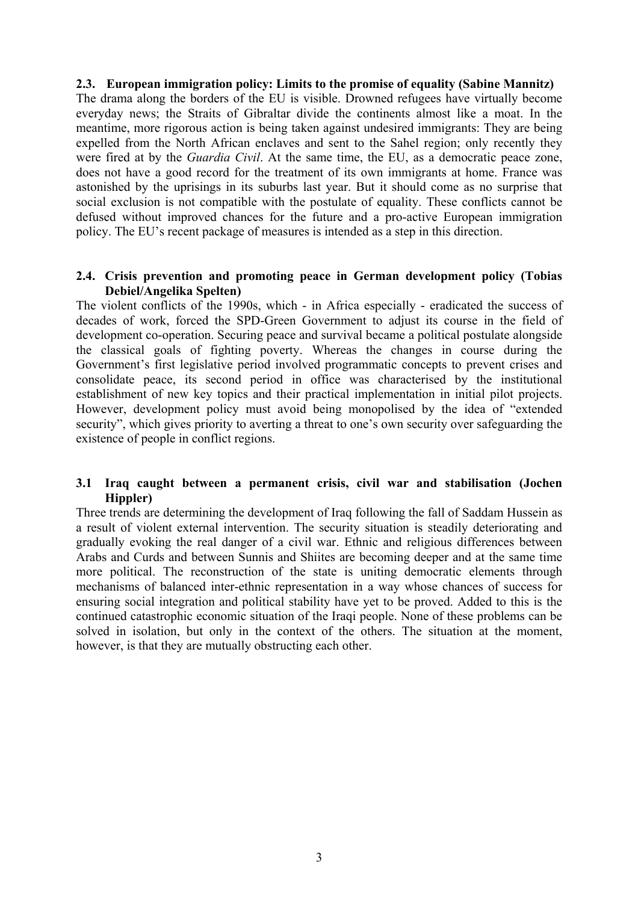## 2.3. European immigration policy: Limits to the promise of equality (Sabine Mannitz)

The drama along the borders of the EU is visible. Drowned refugees have virtually become everyday news; the Straits of Gibraltar divide the continents almost like a moat. In the meantime, more rigorous action is being taken against undesired immigrants: They are being expelled from the North African enclaves and sent to the Sahel region; only recently they were fired at by the *Guardia Civil*. At the same time, the EU, as a democratic peace zone, does not have a good record for the treatment of its own immigrants at home. France was astonished by the uprisings in its suburbs last year. But it should come as no surprise that social exclusion is not compatible with the postulate of equality. These conflicts cannot be defused without improved chances for the future and a pro-active European immigration policy. The EU's recent package of measures is intended as a step in this direction.

## 2.4. Crisis prevention and promoting peace in German development policy (Tobias Debiel/Angelika Spelten)

The violent conflicts of the 1990s, which - in Africa especially - eradicated the success of decades of work, forced the SPD-Green Government to adjust its course in the field of development co-operation. Securing peace and survival became a political postulate alongside the classical goals of fighting poverty. Whereas the changes in course during the Government's first legislative period involved programmatic concepts to prevent crises and consolidate peace, its second period in office was characterised by the institutional establishment of new key topics and their practical implementation in initial pilot projects. However, development policy must avoid being monopolised by the idea of "extended security", which gives priority to averting a threat to one's own security over safeguarding the existence of people in conflict regions.

## 3.1 Iraq caught between a permanent crisis, civil war and stabilisation (Jochen Hippler)

Three trends are determining the development of Iraq following the fall of Saddam Hussein as a result of violent external intervention. The security situation is steadily deteriorating and gradually evoking the real danger of a civil war. Ethnic and religious differences between Arabs and Curds and between Sunnis and Shiites are becoming deeper and at the same time more political. The reconstruction of the state is uniting democratic elements through mechanisms of balanced inter-ethnic representation in a way whose chances of success for ensuring social integration and political stability have yet to be proved. Added to this is the continued catastrophic economic situation of the Iraqi people. None of these problems can be solved in isolation, but only in the context of the others. The situation at the moment, however, is that they are mutually obstructing each other.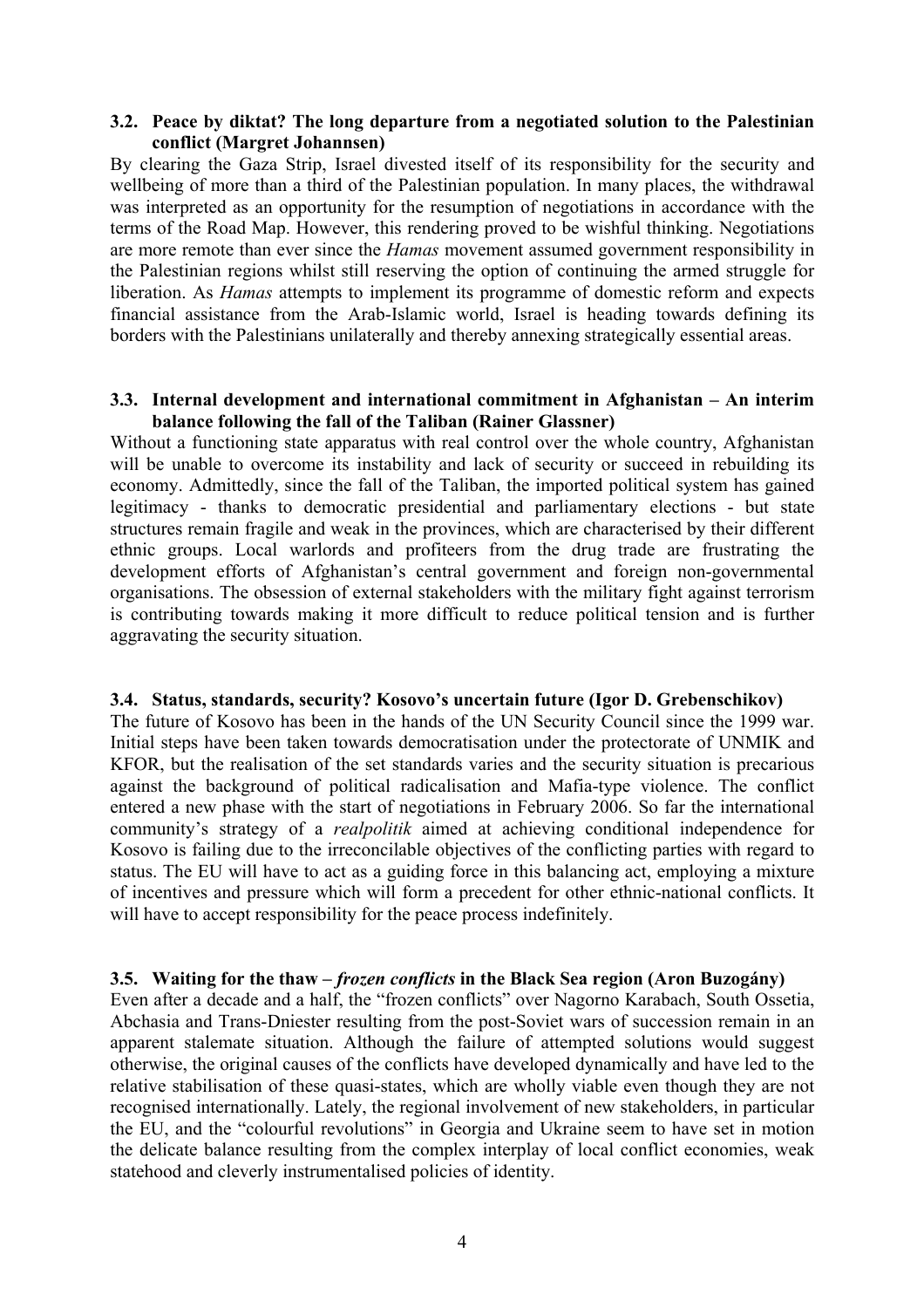### 3.2. Peace by diktat? The long departure from a negotiated solution to the Palestinian conflict (Margret Johannsen)

By clearing the Gaza Strip, Israel divested itself of its responsibility for the security and wellbeing of more than a third of the Palestinian population. In many places, the withdrawal was interpreted as an opportunity for the resumption of negotiations in accordance with the terms of the Road Map. However, this rendering proved to be wishful thinking. Negotiations are more remote than ever since the *Hamas* movement assumed government responsibility in the Palestinian regions whilst still reserving the option of continuing the armed struggle for liberation. As *Hamas* attempts to implement its programme of domestic reform and expects financial assistance from the Arab-Islamic world, Israel is heading towards defining its borders with the Palestinians unilaterally and thereby annexing strategically essential areas.

### 3.3. Internal development and international commitment in Afghanistan – An interim balance following the fall of the Taliban (Rainer Glassner)

Without a functioning state apparatus with real control over the whole country, Afghanistan will be unable to overcome its instability and lack of security or succeed in rebuilding its economy. Admittedly, since the fall of the Taliban, the imported political system has gained legitimacy - thanks to democratic presidential and parliamentary elections - but state structures remain fragile and weak in the provinces, which are characterised by their different ethnic groups. Local warlords and profiteers from the drug trade are frustrating the development efforts of Afghanistan's central government and foreign non-governmental organisations. The obsession of external stakeholders with the military fight against terrorism is contributing towards making it more difficult to reduce political tension and is further aggravating the security situation.

### 3.4. Status, standards, security? Kosovo's uncertain future (Igor D. Grebenschikov)

The future of Kosovo has been in the hands of the UN Security Council since the 1999 war. Initial steps have been taken towards democratisation under the protectorate of UNMIK and KFOR, but the realisation of the set standards varies and the security situation is precarious against the background of political radicalisation and Mafia-type violence. The conflict entered a new phase with the start of negotiations in February 2006. So far the international community's strategy of a *realpolitik* aimed at achieving conditional independence for Kosovo is failing due to the irreconcilable objectives of the conflicting parties with regard to status. The EU will have to act as a guiding force in this balancing act, employing a mixture of incentives and pressure which will form a precedent for other ethnic-national conflicts. It will have to accept responsibility for the peace process indefinitely.

### 3.5. Waiting for the thaw – *frozen conflicts* in the Black Sea region (Aron Buzogány)

Even after a decade and a half, the "frozen conflicts" over Nagorno Karabach, South Ossetia, Abchasia and Trans-Dniester resulting from the post-Soviet wars of succession remain in an apparent stalemate situation. Although the failure of attempted solutions would suggest otherwise, the original causes of the conflicts have developed dynamically and have led to the relative stabilisation of these quasi-states, which are wholly viable even though they are not recognised internationally. Lately, the regional involvement of new stakeholders, in particular the EU, and the "colourful revolutions" in Georgia and Ukraine seem to have set in motion the delicate balance resulting from the complex interplay of local conflict economies, weak statehood and cleverly instrumentalised policies of identity.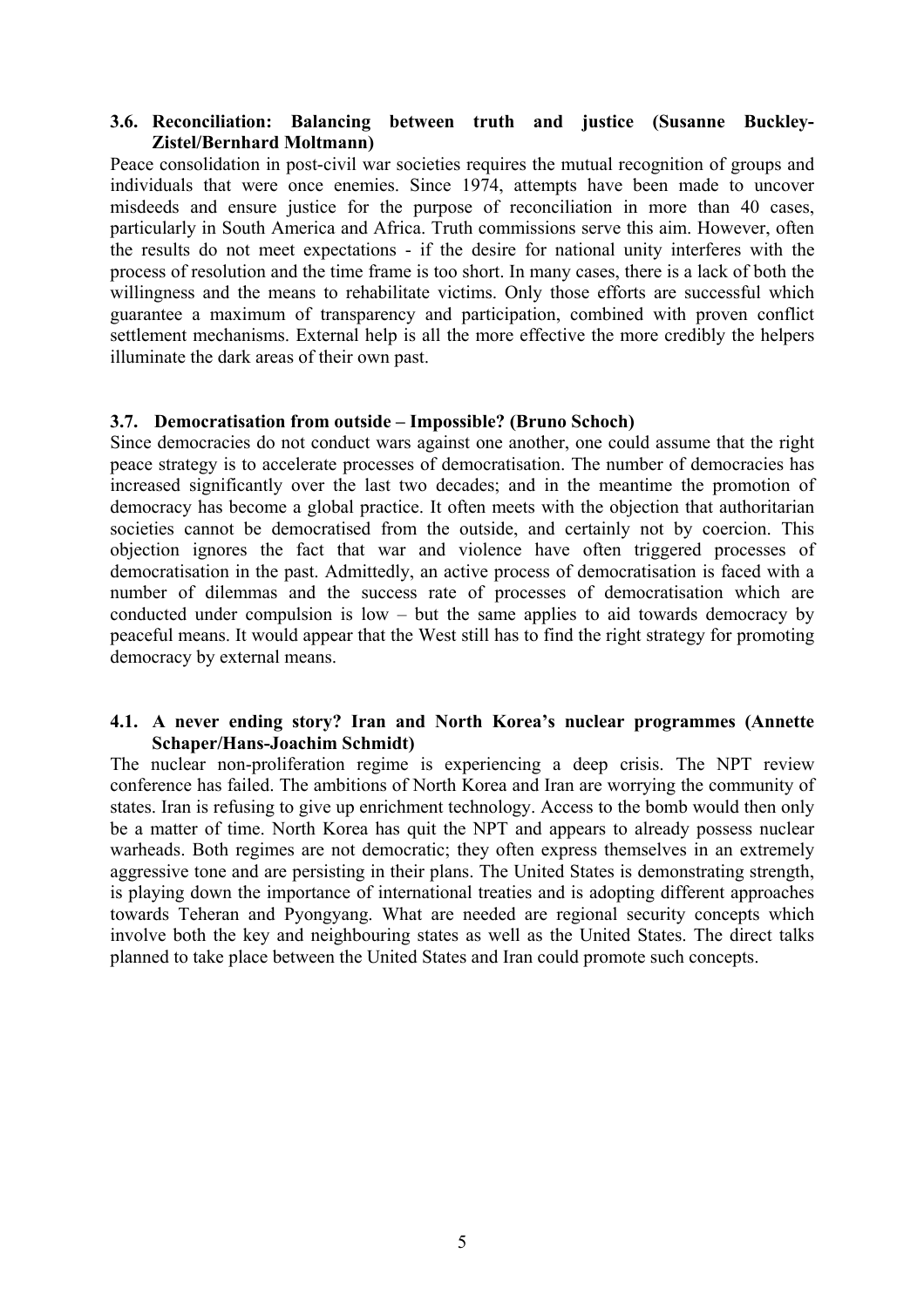### 3.6. Reconciliation: Balancing between truth and justice (Susanne Buckley-Zistel/Bernhard Moltmann)

Peace consolidation in post-civil war societies requires the mutual recognition of groups and individuals that were once enemies. Since 1974, attempts have been made to uncover misdeeds and ensure justice for the purpose of reconciliation in more than 40 cases, particularly in South America and Africa. Truth commissions serve this aim. However, often the results do not meet expectations - if the desire for national unity interferes with the process of resolution and the time frame is too short. In many cases, there is a lack of both the willingness and the means to rehabilitate victims. Only those efforts are successful which guarantee a maximum of transparency and participation, combined with proven conflict settlement mechanisms. External help is all the more effective the more credibly the helpers illuminate the dark areas of their own past.

### 3.7. Democratisation from outside – Impossible? (Bruno Schoch)

Since democracies do not conduct wars against one another, one could assume that the right peace strategy is to accelerate processes of democratisation. The number of democracies has increased significantly over the last two decades; and in the meantime the promotion of democracy has become a global practice. It often meets with the objection that authoritarian societies cannot be democratised from the outside, and certainly not by coercion. This objection ignores the fact that war and violence have often triggered processes of democratisation in the past. Admittedly, an active process of democratisation is faced with a number of dilemmas and the success rate of processes of democratisation which are conducted under compulsion is low – but the same applies to aid towards democracy by peaceful means. It would appear that the West still has to find the right strategy for promoting democracy by external means.

### 4.1. A never ending story? Iran and North Korea's nuclear programmes (Annette Schaper/Hans-Joachim Schmidt)

The nuclear non-proliferation regime is experiencing a deep crisis. The NPT review conference has failed. The ambitions of North Korea and Iran are worrying the community of states. Iran is refusing to give up enrichment technology. Access to the bomb would then only be a matter of time. North Korea has quit the NPT and appears to already possess nuclear warheads. Both regimes are not democratic; they often express themselves in an extremely aggressive tone and are persisting in their plans. The United States is demonstrating strength, is playing down the importance of international treaties and is adopting different approaches towards Teheran and Pyongyang. What are needed are regional security concepts which involve both the key and neighbouring states as well as the United States. The direct talks planned to take place between the United States and Iran could promote such concepts.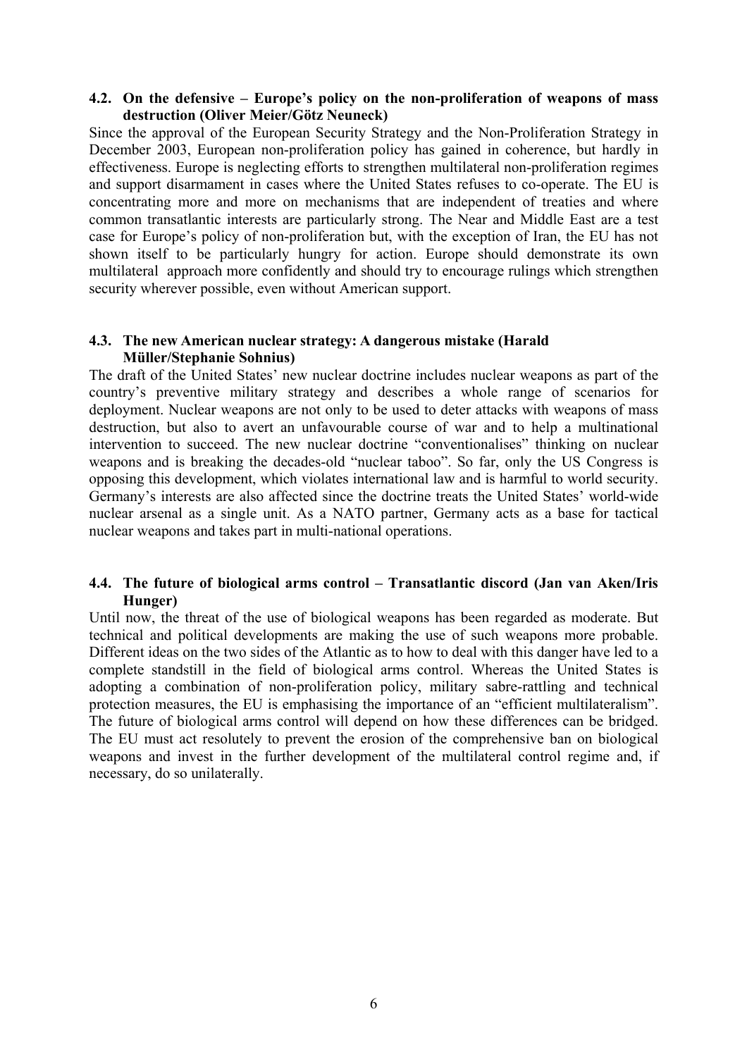### 4.2. On the defensive – Europe's policy on the non-proliferation of weapons of mass destruction (Oliver Meier/Götz Neuneck)

Since the approval of the European Security Strategy and the Non-Proliferation Strategy in December 2003, European non-proliferation policy has gained in coherence, but hardly in effectiveness. Europe is neglecting efforts to strengthen multilateral non-proliferation regimes and support disarmament in cases where the United States refuses to co-operate. The EU is concentrating more and more on mechanisms that are independent of treaties and where common transatlantic interests are particularly strong. The Near and Middle East are a test case for Europe's policy of non-proliferation but, with the exception of Iran, the EU has not shown itself to be particularly hungry for action. Europe should demonstrate its own multilateral approach more confidently and should try to encourage rulings which strengthen security wherever possible, even without American support.

### 4.3. The new American nuclear strategy: A dangerous mistake (Harald Müller/Stephanie Sohnius)

The draft of the United States' new nuclear doctrine includes nuclear weapons as part of the country's preventive military strategy and describes a whole range of scenarios for deployment. Nuclear weapons are not only to be used to deter attacks with weapons of mass destruction, but also to avert an unfavourable course of war and to help a multinational intervention to succeed. The new nuclear doctrine "conventionalises" thinking on nuclear weapons and is breaking the decades-old "nuclear taboo". So far, only the US Congress is opposing this development, which violates international law and is harmful to world security. Germany's interests are also affected since the doctrine treats the United States' world-wide nuclear arsenal as a single unit. As a NATO partner, Germany acts as a base for tactical nuclear weapons and takes part in multi-national operations.

### 4.4. The future of biological arms control – Transatlantic discord (Jan van Aken/Iris Hunger)

Until now, the threat of the use of biological weapons has been regarded as moderate. But technical and political developments are making the use of such weapons more probable. Different ideas on the two sides of the Atlantic as to how to deal with this danger have led to a complete standstill in the field of biological arms control. Whereas the United States is adopting a combination of non-proliferation policy, military sabre-rattling and technical protection measures, the EU is emphasising the importance of an "efficient multilateralism". The future of biological arms control will depend on how these differences can be bridged. The EU must act resolutely to prevent the erosion of the comprehensive ban on biological weapons and invest in the further development of the multilateral control regime and, if necessary, do so unilaterally.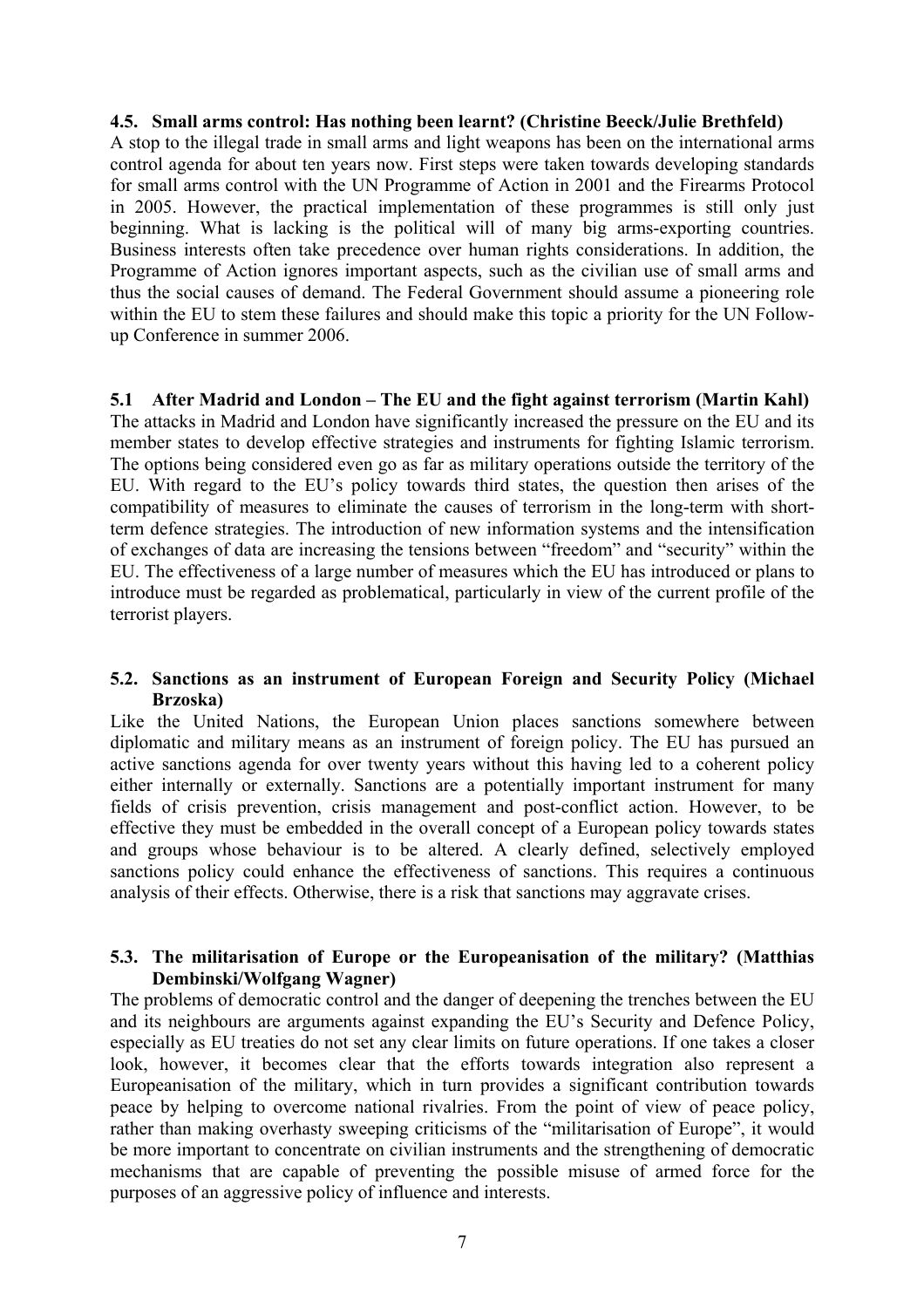### 4.5. Small arms control: Has nothing been learnt? (Christine Beeck/Julie Brethfeld)

A stop to the illegal trade in small arms and light weapons has been on the international arms control agenda for about ten years now. First steps were taken towards developing standards for small arms control with the UN Programme of Action in 2001 and the Firearms Protocol in 2005. However, the practical implementation of these programmes is still only just beginning. What is lacking is the political will of many big arms-exporting countries. Business interests often take precedence over human rights considerations. In addition, the Programme of Action ignores important aspects, such as the civilian use of small arms and thus the social causes of demand. The Federal Government should assume a pioneering role within the EU to stem these failures and should make this topic a priority for the UN Follow-up Conference in summer 2006.

### 5.1 After Madrid and London – The EU and the fight against terrorism (Martin Kahl)

The attacks in Madrid and London have significantly increased the pressure on the EU and its member states to develop effective strategies and instruments for fighting Islamic terrorism. The options being considered even go as far as military operations outside the territory of the EU. With regard to the EU's policy towards third states, the question then arises of the compatibility of measures to eliminate the causes of terrorism in the long-term with short-term defence strategies. The introduction of new information systems and the intensification of exchanges of data are increasing the tensions between "freedom" and "security" within the EU. The effectiveness of a large number of measures which the EU has introduced or plans to introduce must be regarded as problematical, particularly in view of the current profile of the terrorist players.

### 5.2. Sanctions as an instrument of European Foreign and Security Policy (Michael Brzoska)

Like the United Nations, the European Union places sanctions somewhere between diplomatic and military means as an instrument of foreign policy. The EU has pursued an active sanctions agenda for over twenty years without this having led to a coherent policy either internally or externally. Sanctions are a potentially important instrument for many fields of crisis prevention, crisis management and post-conflict action. However, to be effective they must be embedded in the overall concept of a European policy towards states and groups whose behaviour is to be altered. A clearly defined, selectively employed sanctions policy could enhance the effectiveness of sanctions. This requires a continuous analysis of their effects. Otherwise, there is a risk that sanctions may aggravate crises.

### 5.3. The militarisation of Europe or the Europeanisation of the military? (Matthias Dembinski/Wolfgang Wagner)

The problems of democratic control and the danger of deepening the trenches between the EU and its neighbours are arguments against expanding the EU's Security and Defence Policy, especially as EU treaties do not set any clear limits on future operations. If one takes a closer look, however, it becomes clear that the efforts towards integration also represent a Europeanisation of the military, which in turn provides a significant contribution towards peace by helping to overcome national rivalries. From the point of view of peace policy, rather than making overhasty sweeping criticisms of the "militarisation of Europe", it would be more important to concentrate on civilian instruments and the strengthening of democratic mechanisms that are capable of preventing the possible misuse of armed force for the purposes of an aggressive policy of influence and interests.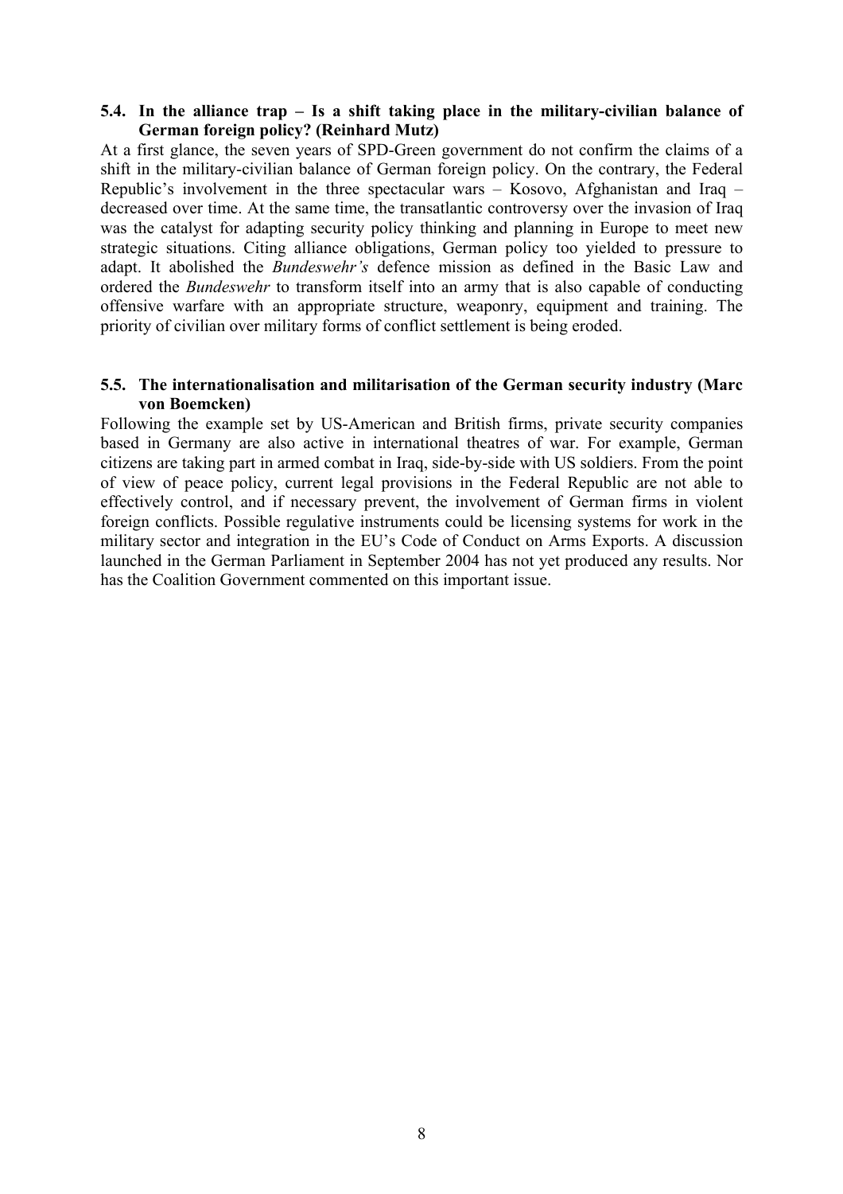### 5.4. In the alliance trap – Is a shift taking place in the military-civilian balance of German foreign policy? (Reinhard Mutz)

At a first glance, the seven years of SPD-Green government do not confirm the claims of a shift in the military-civilian balance of German foreign policy. On the contrary, the Federal Republic's involvement in the three spectacular wars – Kosovo, Afghanistan and Iraq – decreased over time. At the same time, the transatlantic controversy over the invasion of Iraq was the catalyst for adapting security policy thinking and planning in Europe to meet new strategic situations. Citing alliance obligations, German policy too yielded to pressure to adapt. It abolished the *Bundeswehr's* defence mission as defined in the Basic Law and ordered the *Bundeswehr* to transform itself into an army that is also capable of conducting offensive warfare with an appropriate structure, weaponry, equipment and training. The priority of civilian over military forms of conflict settlement is being eroded.

### 5.5. The internationalisation and militarisation of the German security industry (Marc von Boemcken)

Following the example set by US-American and British firms, private security companies based in Germany are also active in international theatres of war. For example, German citizens are taking part in armed combat in Iraq, side-by-side with US soldiers. From the point of view of peace policy, current legal provisions in the Federal Republic are not able to effectively control, and if necessary prevent, the involvement of German firms in violent foreign conflicts. Possible regulative instruments could be licensing systems for work in the military sector and integration in the EU's Code of Conduct on Arms Exports. A discussion launched in the German Parliament in September 2004 has not yet produced any results. Nor has the Coalition Government commented on this important issue.